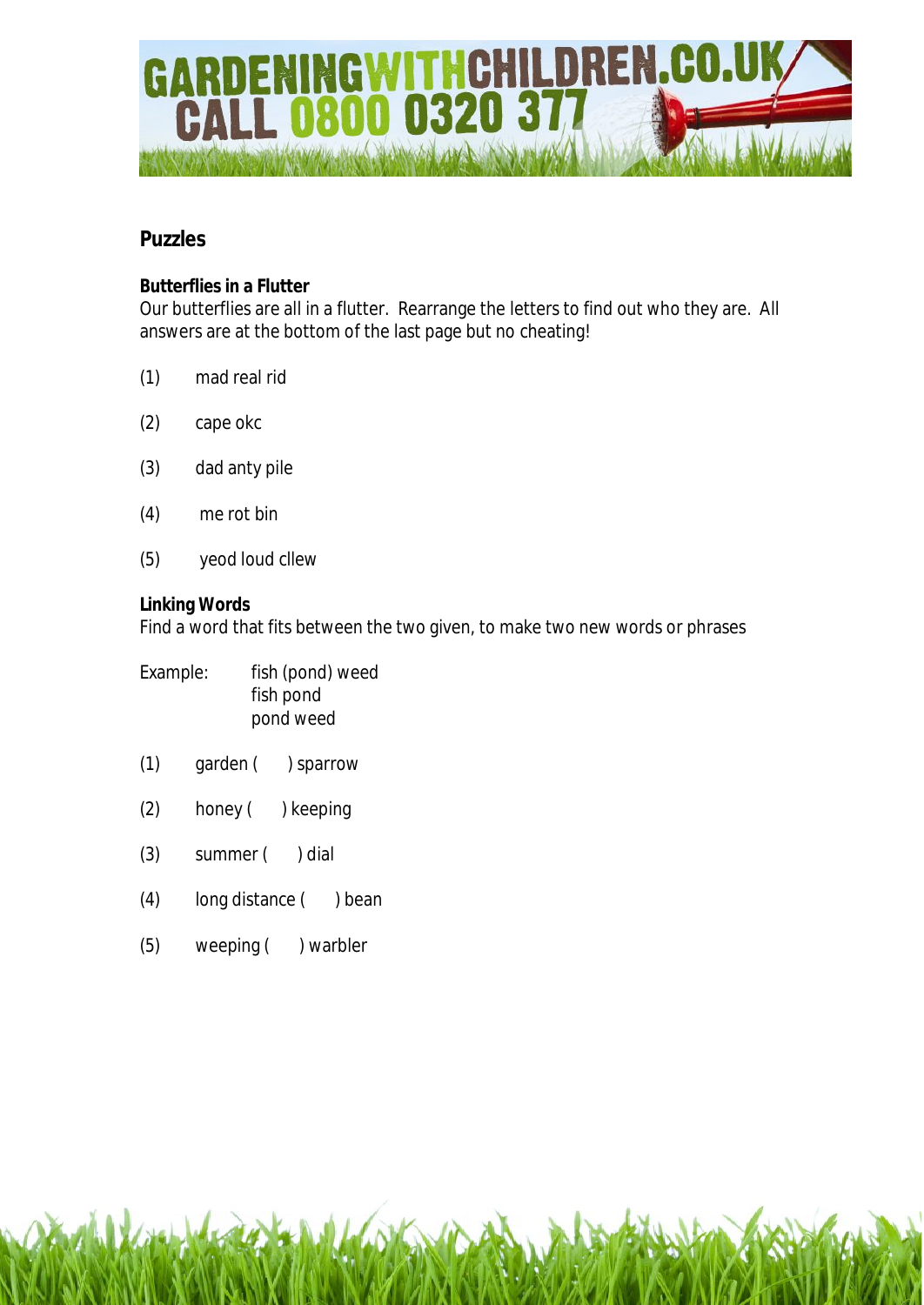GARDENINGWITHCHILDREN.CO.UK
CALL 0800 0320 377

## Puzzles

### Butterflies in a Flutter

Our butterflies are all in a flutter. Rearrange the letters to find out who they are. All answers are at the bottom of the last page but no cheating!

(1) mad real rid

(2) cape okc

(3) dad anty pile

(4) me rot bin

(5) yeod loud cllew

### Linking Words

Find a word that fits between the two given, to make two new words or phrases

Example: fish (pond) weed
fish pond
pond weed

(1) garden ( ) sparrow

(2) honey ( ) keeping

(3) summer ( ) dial

(4) long distance ( ) bean

(5) weeping ( ) warbler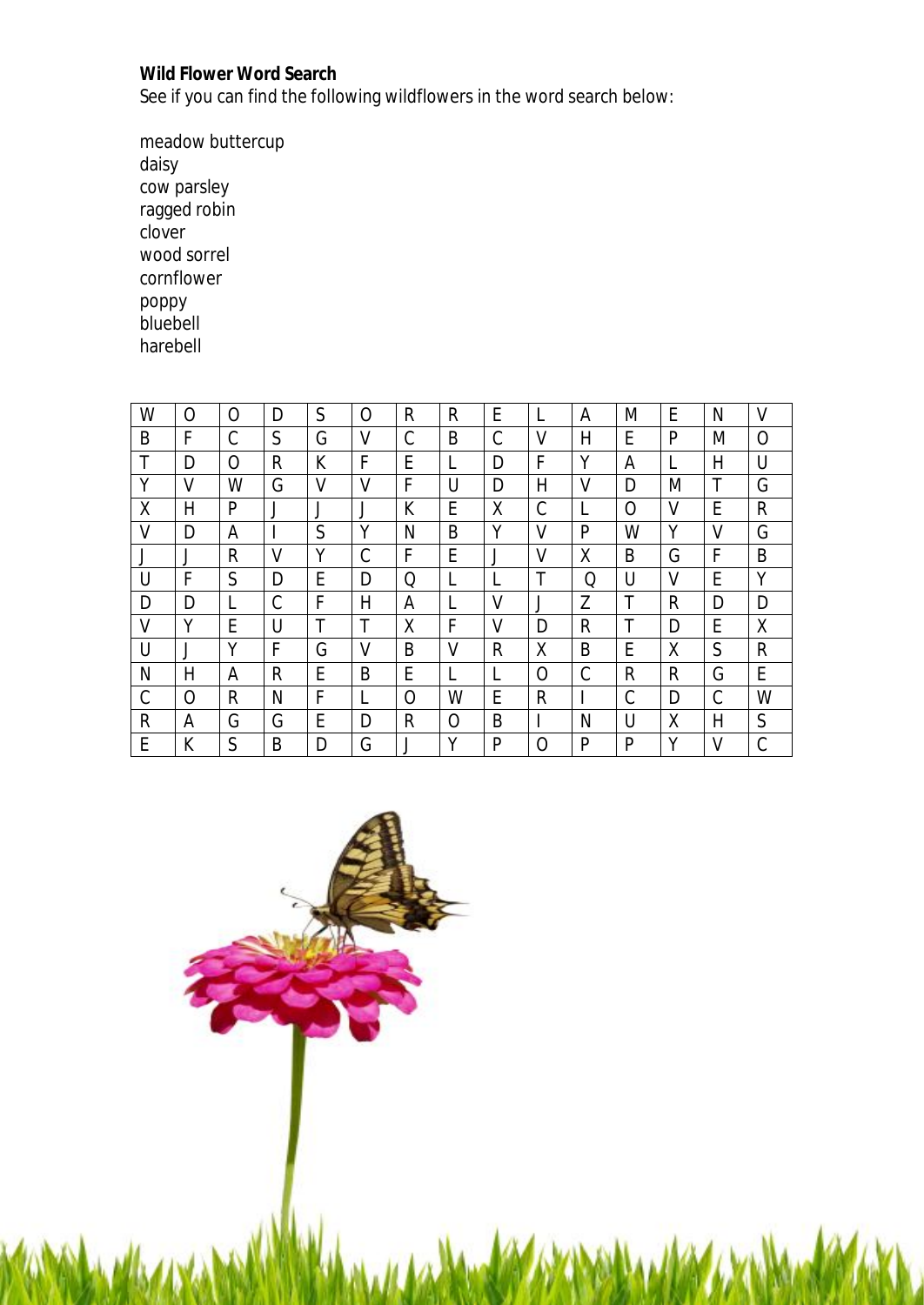**Wild Flower Word Search**

See if you can find the following wildflowers in the word search below:

meadow buttercup
daisy
cow parsley
ragged robin
clover
wood sorrel
cornflower
poppy
bluebell
harebell

| W | O | O | D | S | O | R | R | E | L | A | M | E | N | V |
|---|---|---|---|---|---|---|---|---|---|---|---|---|---|---|
| B | F | C | S | G | V | C | B | C | V | H | E | P | M | O |
| T | D | O | R | K | F | E | L | D | F | Y | A | L | H | U |
| Y | V | W | G | V | V | F | U | D | H | V | D | M | T | G |
| X | H | P | J | J | J | K | E | X | C | L | O | V | E | R |
| V | D | A | I | S | Y | N | B | Y | V | P | W | Y | V | G |
| J | J | R | V | Y | C | F | E | J | V | X | B | G | F | B |
| U | F | S | D | E | D | Q | L | L | T | Q | U | V | E | Y |
| D | D | L | C | F | H | A | L | V | J | Z | T | R | D | D |
| V | Y | E | U | T | T | X | F | V | D | R | T | D | E | X |
| U | J | Y | F | G | V | B | V | R | X | B | E | X | S | R |
| N | H | A | R | E | B | E | L | L | O | C | R | R | G | E |
| C | O | R | N | F | L | O | W | E | R | I | C | D | C | W |
| R | A | G | G | E | D | R | O | B | I | N | U | X | H | S |
| E | K | S | B | D | G | J | Y | P | O | P | P | Y | V | C |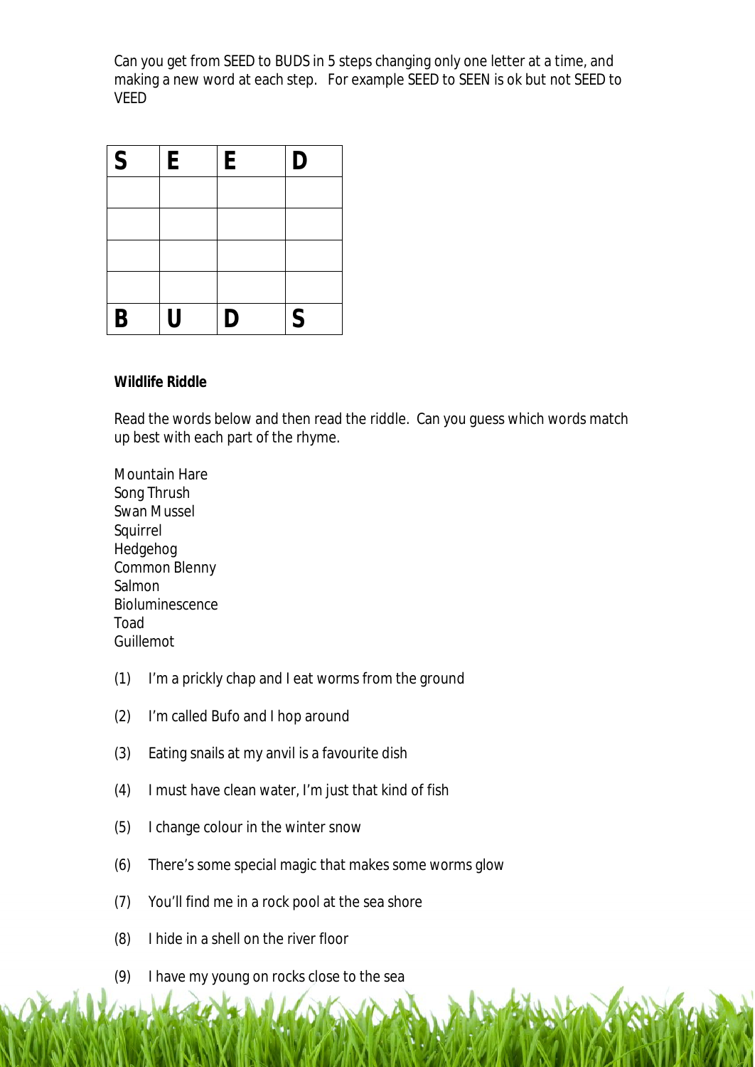Can you get from SEED to BUDS in 5 steps changing only one letter at a time, and making a new word at each step. For example SEED to SEEN is ok but not SEED to VEED

| S | E | E | D |
|---|---|---|---|
| | | | |
| | | | |
| | | | |
| | | | |
| B | U | D | S |

**Wildlife Riddle**

Read the words below and then read the riddle. Can you guess which words match up best with each part of the rhyme.

Mountain Hare
Song Thrush
Swan Mussel
Squirrel
Hedgehog
Common Blenny
Salmon
Bioluminescence
Toad
Guillemot

(1) I'm a prickly chap and I eat worms from the ground

(2) I'm called Bufo and I hop around

(3) Eating snails at my anvil is a favourite dish

(4) I must have clean water, I'm just that kind of fish

(5) I change colour in the winter snow

(6) There's some special magic that makes some worms glow

(7) You'll find me in a rock pool at the sea shore

(8) I hide in a shell on the river floor

(9) I have my young on rocks close to the sea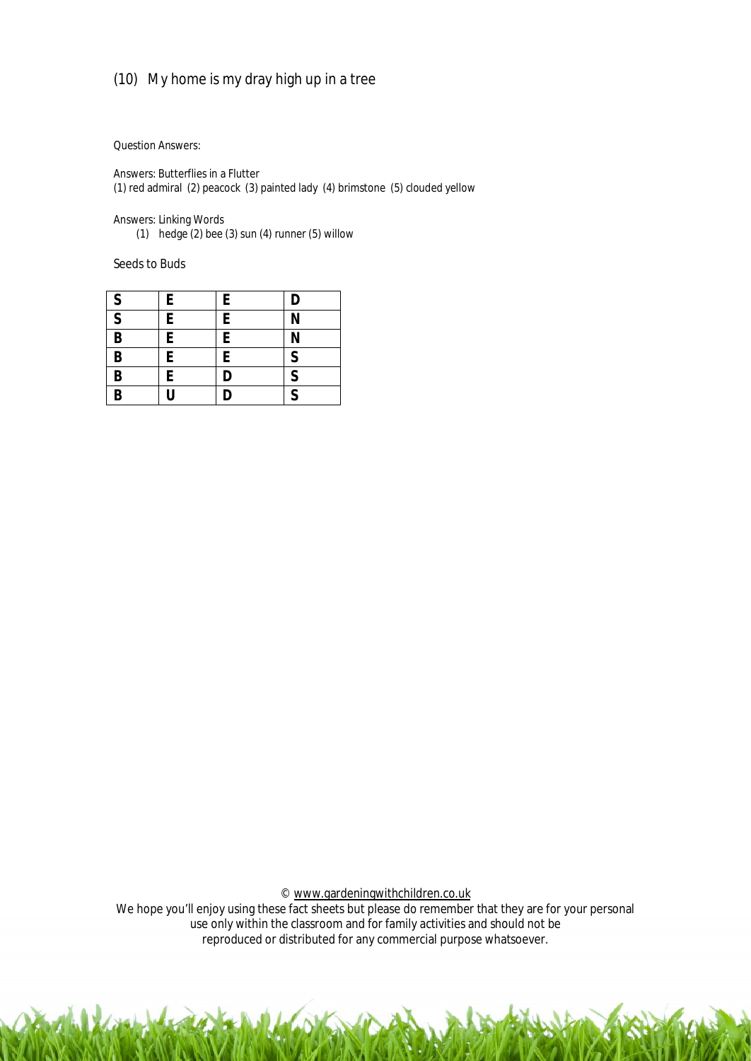(10) My home is my dray high up in a tree

Question Answers:

Answers: Butterflies in a Flutter
(1) red admiral (2) peacock (3) painted lady (4) brimstone (5) clouded yellow

Answers: Linking Words
(1) hedge (2) bee (3) sun (4) runner (5) willow

Seeds to Buds

| | | | |
|---|---|---|---|
| **S** | **E** | **E** | **D** |
| **S** | **E** | **E** | **N** |
| **B** | **E** | **E** | **N** |
| **B** | **E** | **E** | **S** |
| **B** | **E** | **D** | **S** |
| **B** | **U** | **D** | **S** |

© www.gardeningwithchildren.co.uk
We hope you'll enjoy using these fact sheets but please do remember that they are for your personal use only within the classroom and for family activities and should not be reproduced or distributed for any commercial purpose whatsoever.